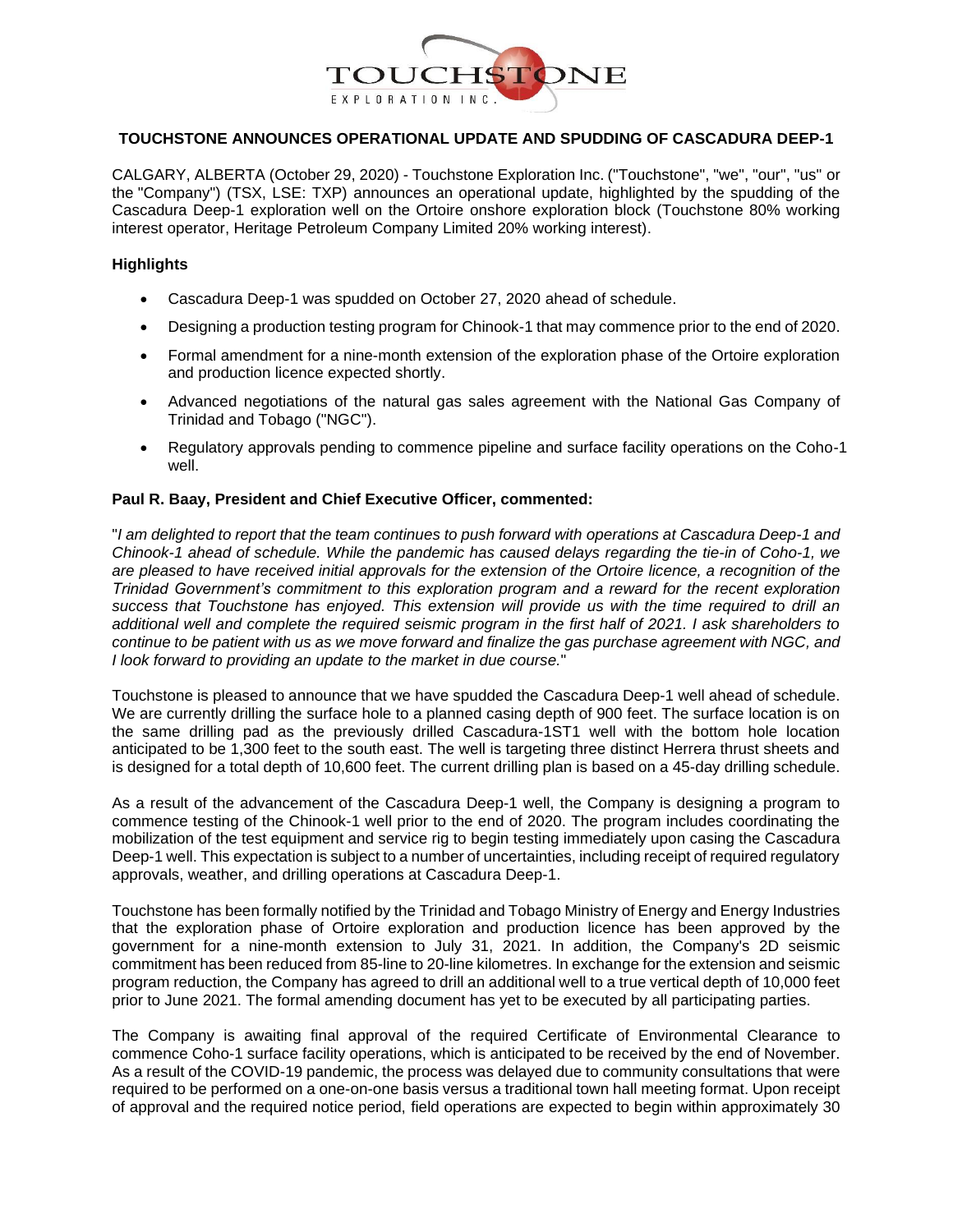# TOUCHSTONE ANNOUNCES OPERATIONAL UPDATE AND SPUDDING OF CASCADURA DEEP-1

CALGARY, ALBERTA (October 29, 2020) - Touchstone Exploration Inc. ("Touchstone", "we", "our", "us" or the "Company") (TSX, LSE: TXP) announces an operational update, highlighted by the spudding of the Cascadura Deep-1 exploration well on the Ortoire onshore exploration block (Touchstone 80% working interest operator, Heritage Petroleum Company Limited 20% working interest).

## Highlights

- Cascadura Deep-1 was spudded on October 27, 2020 ahead of schedule.
- Designing a production testing program for Chinook-1 that may commence prior to the end of 2020.
- Formal amendment for a nine-month extension of the exploration phase of the Ortoire exploration and production licence expected shortly.
- Advanced negotiations of the natural gas sales agreement with the National Gas Company of Trinidad and Tobago ("NGC").
- Regulatory approvals pending to commence pipeline and surface facility operations on the Coho-1 well.

## Paul R. Baay, President and Chief Executive Officer, commented:

"*I am delighted to report that the team continues to push forward with operations at Cascadura Deep-1 and Chinook-1 ahead of schedule. While the pandemic has caused delays regarding the tie-in of Coho-1, we are pleased to have received initial approvals for the extension of the Ortoire licence, a recognition of the Trinidad Government's commitment to this exploration program and a reward for the recent exploration success that Touchstone has enjoyed. This extension will provide us with the time required to drill an additional well and complete the required seismic program in the first half of 2021. I ask shareholders to continue to be patient with us as we move forward and finalize the gas purchase agreement with NGC, and I look forward to providing an update to the market in due course.*"

Touchstone is pleased to announce that we have spudded the Cascadura Deep-1 well ahead of schedule. We are currently drilling the surface hole to a planned casing depth of 900 feet. The surface location is on the same drilling pad as the previously drilled Cascadura-1ST1 well with the bottom hole location anticipated to be 1,300 feet to the south east. The well is targeting three distinct Herrera thrust sheets and is designed for a total depth of 10,600 feet. The current drilling plan is based on a 45-day drilling schedule.

As a result of the advancement of the Cascadura Deep-1 well, the Company is designing a program to commence testing of the Chinook-1 well prior to the end of 2020. The program includes coordinating the mobilization of the test equipment and service rig to begin testing immediately upon casing the Cascadura Deep-1 well. This expectation is subject to a number of uncertainties, including receipt of required regulatory approvals, weather, and drilling operations at Cascadura Deep-1.

Touchstone has been formally notified by the Trinidad and Tobago Ministry of Energy and Energy Industries that the exploration phase of Ortoire exploration and production licence has been approved by the government for a nine-month extension to July 31, 2021. In addition, the Company's 2D seismic commitment has been reduced from 85-line to 20-line kilometres. In exchange for the extension and seismic program reduction, the Company has agreed to drill an additional well to a true vertical depth of 10,000 feet prior to June 2021. The formal amending document has yet to be executed by all participating parties.

The Company is awaiting final approval of the required Certificate of Environmental Clearance to commence Coho-1 surface facility operations, which is anticipated to be received by the end of November. As a result of the COVID-19 pandemic, the process was delayed due to community consultations that were required to be performed on a one-on-one basis versus a traditional town hall meeting format. Upon receipt of approval and the required notice period, field operations are expected to begin within approximately 30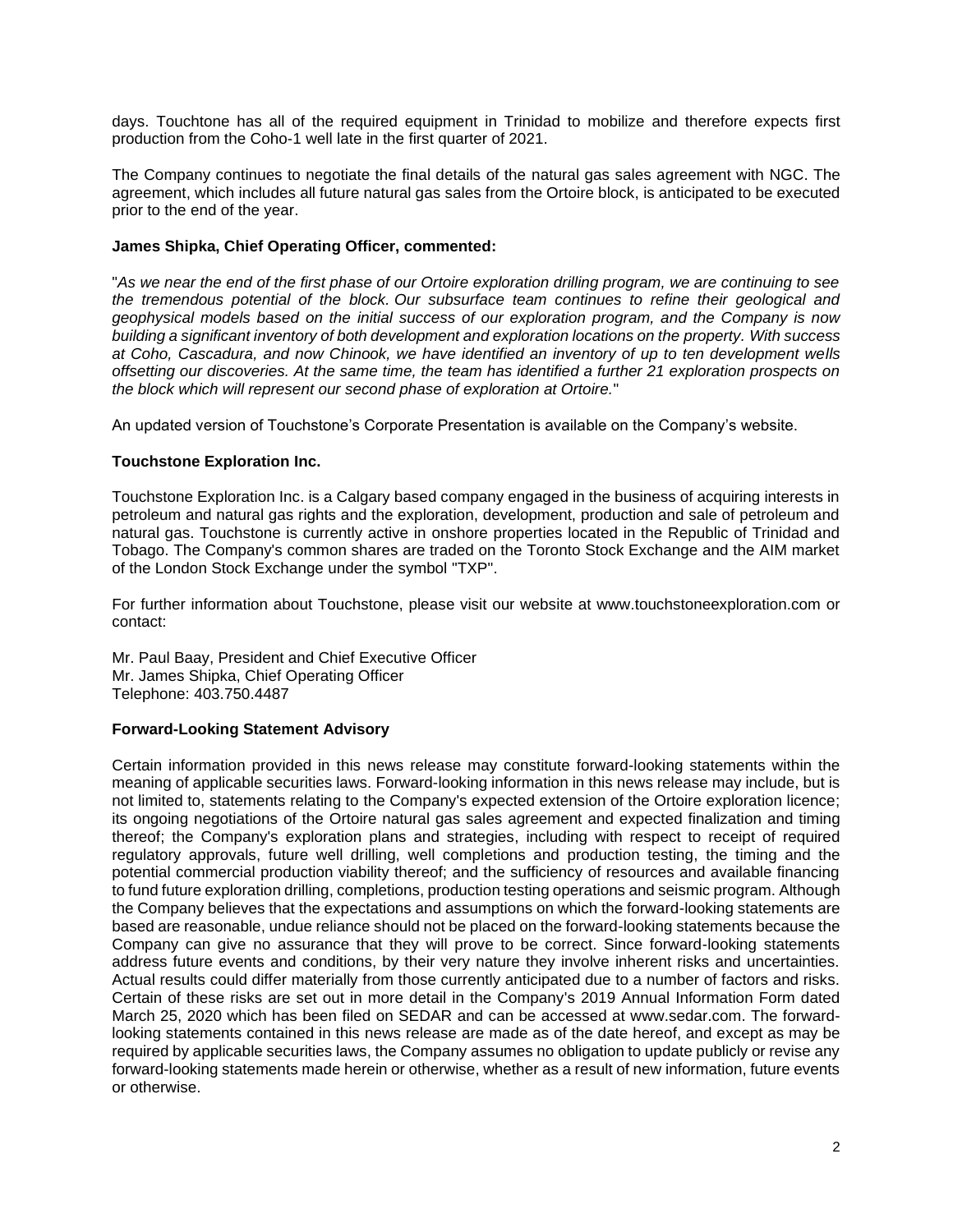days. Touchtone has all of the required equipment in Trinidad to mobilize and therefore expects first production from the Coho-1 well late in the first quarter of 2021.

The Company continues to negotiate the final details of the natural gas sales agreement with NGC. The agreement, which includes all future natural gas sales from the Ortoire block, is anticipated to be executed prior to the end of the year.

**James Shipka, Chief Operating Officer, commented:**

"*As we near the end of the first phase of our Ortoire exploration drilling program, we are continuing to see the tremendous potential of the block. Our subsurface team continues to refine their geological and geophysical models based on the initial success of our exploration program, and the Company is now building a significant inventory of both development and exploration locations on the property. With success at Coho, Cascadura, and now Chinook, we have identified an inventory of up to ten development wells offsetting our discoveries. At the same time, the team has identified a further 21 exploration prospects on the block which will represent our second phase of exploration at Ortoire.*"

An updated version of Touchstone's Corporate Presentation is available on the Company's website.

**Touchstone Exploration Inc.**

Touchstone Exploration Inc. is a Calgary based company engaged in the business of acquiring interests in petroleum and natural gas rights and the exploration, development, production and sale of petroleum and natural gas. Touchstone is currently active in onshore properties located in the Republic of Trinidad and Tobago. The Company's common shares are traded on the Toronto Stock Exchange and the AIM market of the London Stock Exchange under the symbol "TXP".

For further information about Touchstone, please visit our website at www.touchstoneexploration.com or contact:

Mr. Paul Baay, President and Chief Executive Officer
Mr. James Shipka, Chief Operating Officer
Telephone: 403.750.4487

**Forward-Looking Statement Advisory**

Certain information provided in this news release may constitute forward-looking statements within the meaning of applicable securities laws. Forward-looking information in this news release may include, but is not limited to, statements relating to the Company's expected extension of the Ortoire exploration licence; its ongoing negotiations of the Ortoire natural gas sales agreement and expected finalization and timing thereof; the Company's exploration plans and strategies, including with respect to receipt of required regulatory approvals, future well drilling, well completions and production testing, the timing and the potential commercial production viability thereof; and the sufficiency of resources and available financing to fund future exploration drilling, completions, production testing operations and seismic program. Although the Company believes that the expectations and assumptions on which the forward-looking statements are based are reasonable, undue reliance should not be placed on the forward-looking statements because the Company can give no assurance that they will prove to be correct. Since forward-looking statements address future events and conditions, by their very nature they involve inherent risks and uncertainties. Actual results could differ materially from those currently anticipated due to a number of factors and risks. Certain of these risks are set out in more detail in the Company's 2019 Annual Information Form dated March 25, 2020 which has been filed on SEDAR and can be accessed at www.sedar.com. The forward-looking statements contained in this news release are made as of the date hereof, and except as may be required by applicable securities laws, the Company assumes no obligation to update publicly or revise any forward-looking statements made herein or otherwise, whether as a result of new information, future events or otherwise.